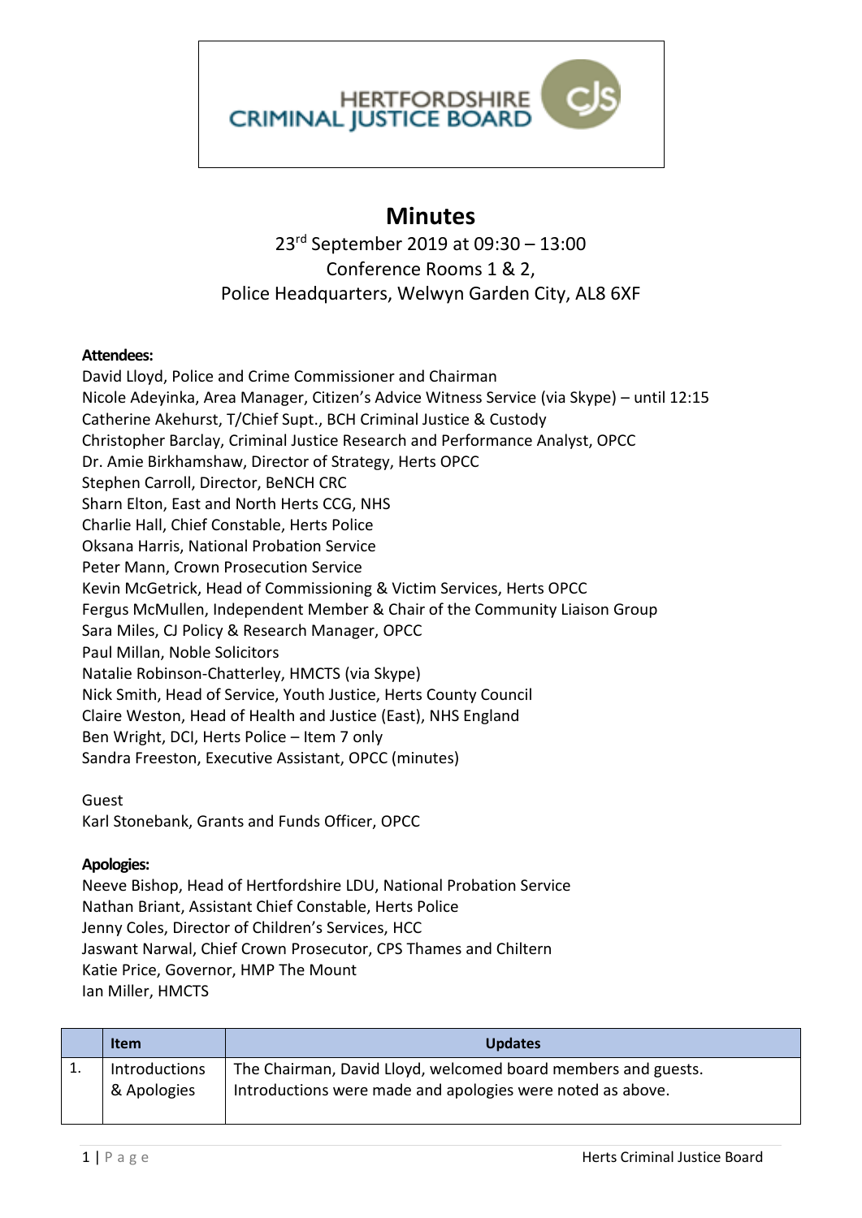HERTFORDSHIRE CRIMINAL JUSTICE BOARD

# Minutes

23rd September 2019 at 09:30 – 13:00
Conference Rooms 1 & 2,
Police Headquarters, Welwyn Garden City, AL8 6XF

**Attendees:**

David Lloyd, Police and Crime Commissioner and Chairman
Nicole Adeyinka, Area Manager, Citizen's Advice Witness Service (via Skype) – until 12:15
Catherine Akehurst, T/Chief Supt., BCH Criminal Justice & Custody
Christopher Barclay, Criminal Justice Research and Performance Analyst, OPCC
Dr. Amie Birkhamshaw, Director of Strategy, Herts OPCC
Stephen Carroll, Director, BeNCH CRC
Sharn Elton, East and North Herts CCG, NHS
Charlie Hall, Chief Constable, Herts Police
Oksana Harris, National Probation Service
Peter Mann, Crown Prosecution Service
Kevin McGetrick, Head of Commissioning & Victim Services, Herts OPCC
Fergus McMullen, Independent Member & Chair of the Community Liaison Group
Sara Miles, CJ Policy & Research Manager, OPCC
Paul Millan, Noble Solicitors
Natalie Robinson-Chatterley, HMCTS (via Skype)
Nick Smith, Head of Service, Youth Justice, Herts County Council
Claire Weston, Head of Health and Justice (East), NHS England
Ben Wright, DCI, Herts Police – Item 7 only
Sandra Freeston, Executive Assistant, OPCC (minutes)

Guest
Karl Stonebank, Grants and Funds Officer, OPCC

**Apologies:**

Neeve Bishop, Head of Hertfordshire LDU, National Probation Service
Nathan Briant, Assistant Chief Constable, Herts Police
Jenny Coles, Director of Children's Services, HCC
Jaswant Narwal, Chief Crown Prosecutor, CPS Thames and Chiltern
Katie Price, Governor, HMP The Mount
Ian Miller, HMCTS

| | Item | Updates |
|---|---|---|
| 1. | Introductions & Apologies | The Chairman, David Lloyd, welcomed board members and guests. Introductions were made and apologies were noted as above. |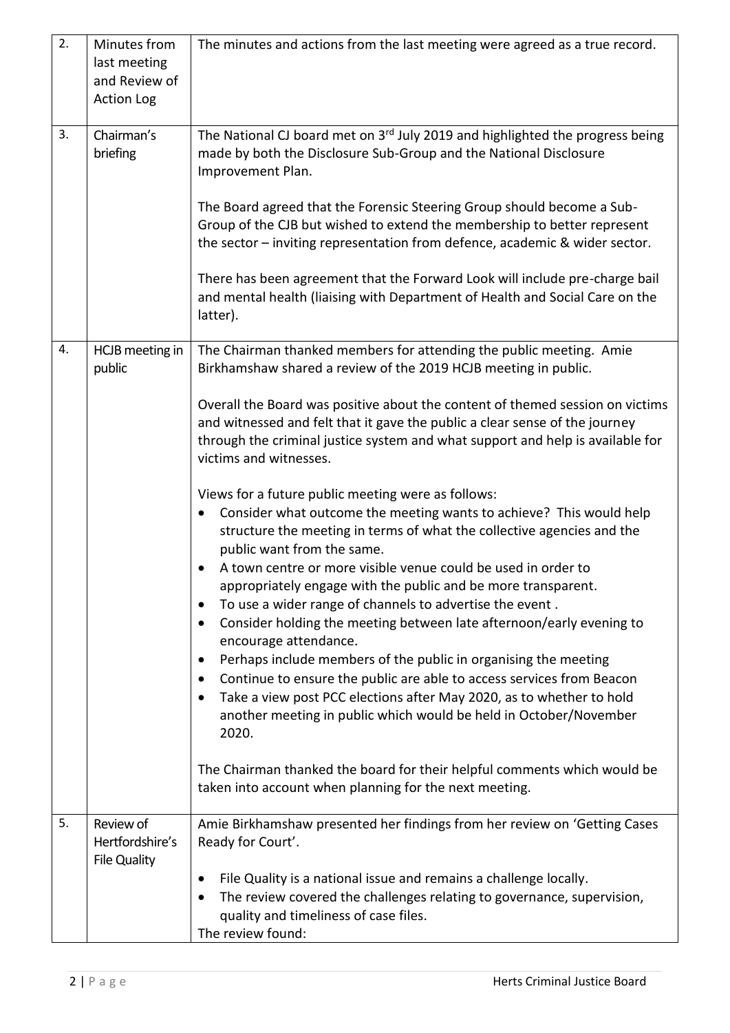| | | |
|---|---|---|
| 2. | Minutes from last meeting and Review of Action Log | The minutes and actions from the last meeting were agreed as a true record. |
| 3. | Chairman's briefing | The National CJ board met on 3rd July 2019 and highlighted the progress being made by both the Disclosure Sub-Group and the National Disclosure Improvement Plan.<br><br>The Board agreed that the Forensic Steering Group should become a Sub-Group of the CJB but wished to extend the membership to better represent the sector – inviting representation from defence, academic & wider sector.<br><br>There has been agreement that the Forward Look will include pre-charge bail and mental health (liaising with Department of Health and Social Care on the latter). |
| 4. | HCJB meeting in public | The Chairman thanked members for attending the public meeting. Amie Birkhamshaw shared a review of the 2019 HCJB meeting in public.<br><br>Overall the Board was positive about the content of themed session on victims and witnessed and felt that it gave the public a clear sense of the journey through the criminal justice system and what support and help is available for victims and witnesses.<br><br>Views for a future public meeting were as follows:<br>• Consider what outcome the meeting wants to achieve? This would help structure the meeting in terms of what the collective agencies and the public want from the same.<br>• A town centre or more visible venue could be used in order to appropriately engage with the public and be more transparent.<br>• To use a wider range of channels to advertise the event .<br>• Consider holding the meeting between late afternoon/early evening to encourage attendance.<br>• Perhaps include members of the public in organising the meeting<br>• Continue to ensure the public are able to access services from Beacon<br>• Take a view post PCC elections after May 2020, as to whether to hold another meeting in public which would be held in October/November 2020.<br><br>The Chairman thanked the board for their helpful comments which would be taken into account when planning for the next meeting. |
| 5. | Review of Hertfordshire's File Quality | Amie Birkhamshaw presented her findings from her review on 'Getting Cases Ready for Court'.<br><br>• File Quality is a national issue and remains a challenge locally.<br>• The review covered the challenges relating to governance, supervision, quality and timeliness of case files.<br>The review found: |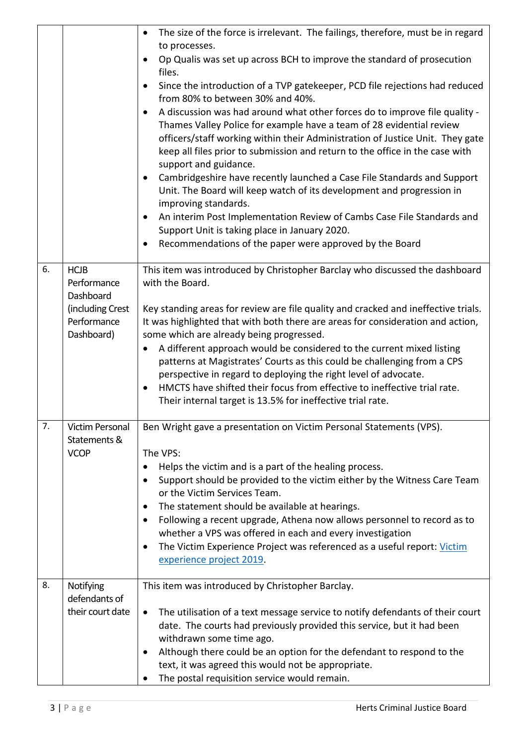|  |  |  |
|---|---|---|
|  |  | • The size of the force is irrelevant. The failings, therefore, must be in regard to processes.<br>• Op Qualis was set up across BCH to improve the standard of prosecution files.<br>• Since the introduction of a TVP gatekeeper, PCD file rejections had reduced from 80% to between 30% and 40%.<br>• A discussion was had around what other forces do to improve file quality - Thames Valley Police for example have a team of 28 evidential review officers/staff working within their Administration of Justice Unit. They gate keep all files prior to submission and return to the office in the case with support and guidance.<br>• Cambridgeshire have recently launched a Case File Standards and Support Unit. The Board will keep watch of its development and progression in improving standards.<br>• An interim Post Implementation Review of Cambs Case File Standards and Support Unit is taking place in January 2020.<br>• Recommendations of the paper were approved by the Board |
| 6. | HCJB Performance Dashboard (including Crest Performance Dashboard) | This item was introduced by Christopher Barclay who discussed the dashboard with the Board.<br><br>Key standing areas for review are file quality and cracked and ineffective trials. It was highlighted that with both there are areas for consideration and action, some which are already being progressed.<br>• A different approach would be considered to the current mixed listing patterns at Magistrates' Courts as this could be challenging from a CPS perspective in regard to deploying the right level of advocate.<br>• HMCTS have shifted their focus from effective to ineffective trial rate. Their internal target is 13.5% for ineffective trial rate. |
| 7. | Victim Personal Statements & VCOP | Ben Wright gave a presentation on Victim Personal Statements (VPS).<br><br>The VPS:<br>• Helps the victim and is a part of the healing process.<br>• Support should be provided to the victim either by the Witness Care Team or the Victim Services Team.<br>• The statement should be available at hearings.<br>• Following a recent upgrade, Athena now allows personnel to record as to whether a VPS was offered in each and every investigation<br>• The Victim Experience Project was referenced as a useful report: Victim experience project 2019. |
| 8. | Notifying defendants of their court date | This item was introduced by Christopher Barclay.<br><br>• The utilisation of a text message service to notify defendants of their court date. The courts had previously provided this service, but it had been withdrawn some time ago.<br>• Although there could be an option for the defendant to respond to the text, it was agreed this would not be appropriate.<br>• The postal requisition service would remain. |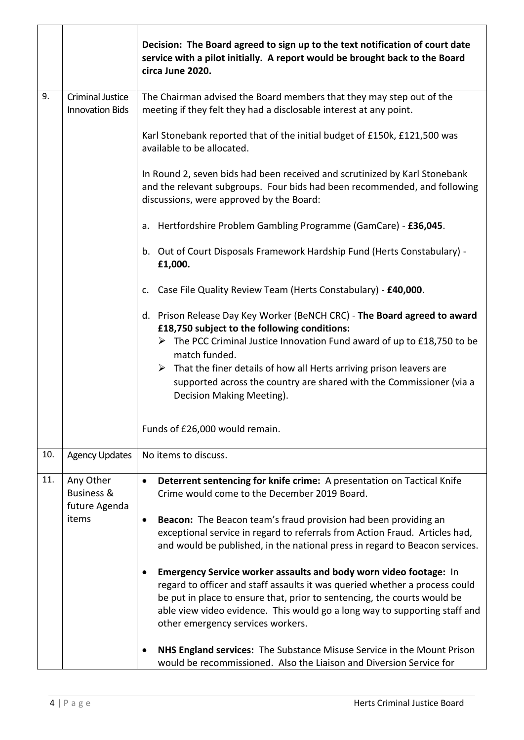| | | |
|---|---|---|
| | | **Decision: The Board agreed to sign up to the text notification of court date service with a pilot initially. A report would be brought back to the Board circa June 2020.** |
| 9. | Criminal Justice Innovation Bids | The Chairman advised the Board members that they may step out of the meeting if they felt they had a disclosable interest at any point.<br><br>Karl Stonebank reported that of the initial budget of £150k, £121,500 was available to be allocated.<br><br>In Round 2, seven bids had been received and scrutinized by Karl Stonebank and the relevant subgroups. Four bids had been recommended, and following discussions, were approved by the Board:<br><br>a. Hertfordshire Problem Gambling Programme (GamCare) - **£36,045**.<br><br>b. Out of Court Disposals Framework Hardship Fund (Herts Constabulary) - **£1,000.**<br><br>c. Case File Quality Review Team (Herts Constabulary) - **£40,000**.<br><br>d. Prison Release Day Key Worker (BeNCH CRC) - **The Board agreed to award £18,750 subject to the following conditions:**<br>➢ The PCC Criminal Justice Innovation Fund award of up to £18,750 to be match funded.<br>➢ That the finer details of how all Herts arriving prison leavers are supported across the country are shared with the Commissioner (via a Decision Making Meeting).<br><br>Funds of £26,000 would remain. |
| 10. | Agency Updates | No items to discuss. |
| 11. | Any Other Business & future Agenda items | • **Deterrent sentencing for knife crime:** A presentation on Tactical Knife Crime would come to the December 2019 Board.<br><br>• **Beacon:** The Beacon team's fraud provision had been providing an exceptional service in regard to referrals from Action Fraud. Articles had, and would be published, in the national press in regard to Beacon services.<br><br>• **Emergency Service worker assaults and body worn video footage:** In regard to officer and staff assaults it was queried whether a process could be put in place to ensure that, prior to sentencing, the courts would be able view video evidence. This would go a long way to supporting staff and other emergency services workers.<br><br>• **NHS England services:** The Substance Misuse Service in the Mount Prison would be recommissioned. Also the Liaison and Diversion Service for |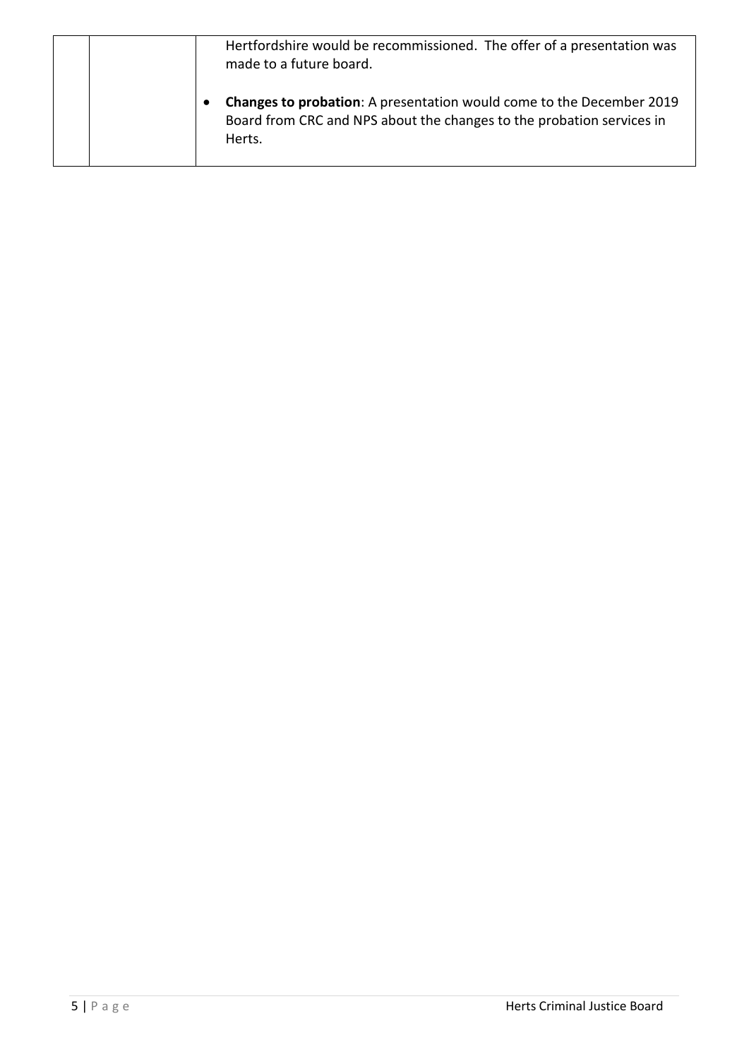| | | |
|---|---|---|
| | | Hertfordshire would be recommissioned. The offer of a presentation was made to a future board.<br><br>• **Changes to probation**: A presentation would come to the December 2019 Board from CRC and NPS about the changes to the probation services in Herts. |